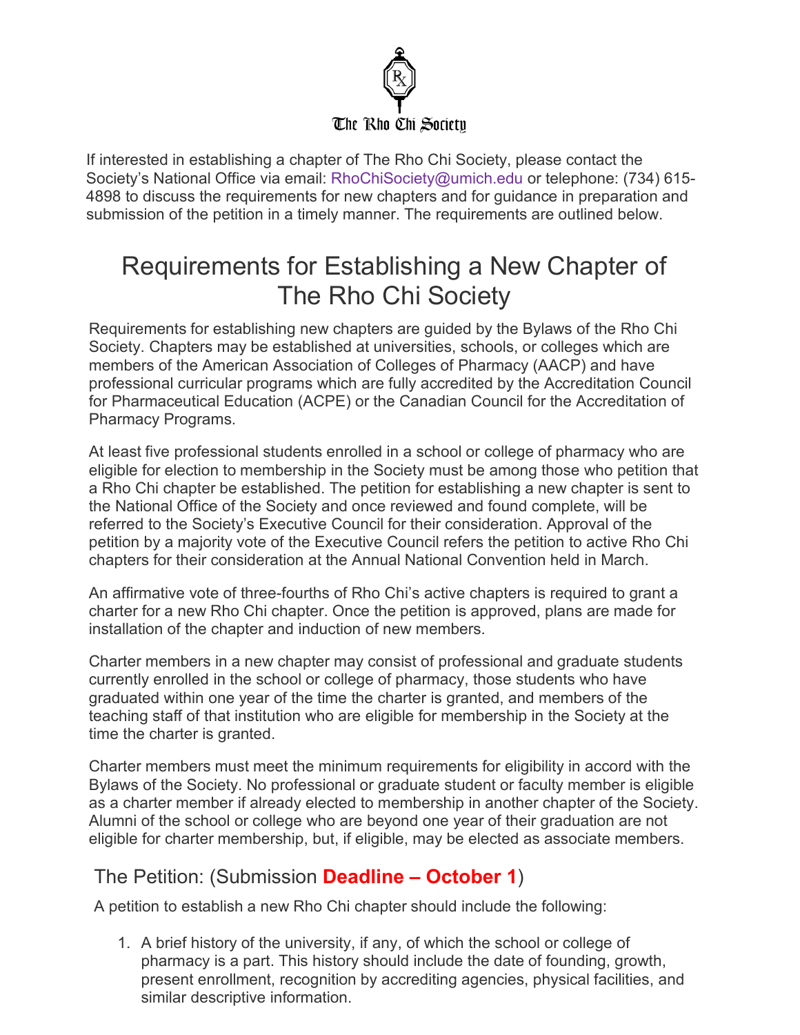The Rho Chi Society

If interested in establishing a chapter of The Rho Chi Society, please contact the Society's National Office via email: RhoChiSociety@umich.edu or telephone: (734) 615-4898 to discuss the requirements for new chapters and for guidance in preparation and submission of the petition in a timely manner. The requirements are outlined below.

# Requirements for Establishing a New Chapter of The Rho Chi Society

Requirements for establishing new chapters are guided by the Bylaws of the Rho Chi Society. Chapters may be established at universities, schools, or colleges which are members of the American Association of Colleges of Pharmacy (AACP) and have professional curricular programs which are fully accredited by the Accreditation Council for Pharmaceutical Education (ACPE) or the Canadian Council for the Accreditation of Pharmacy Programs.

At least five professional students enrolled in a school or college of pharmacy who are eligible for election to membership in the Society must be among those who petition that a Rho Chi chapter be established. The petition for establishing a new chapter is sent to the National Office of the Society and once reviewed and found complete, will be referred to the Society's Executive Council for their consideration. Approval of the petition by a majority vote of the Executive Council refers the petition to active Rho Chi chapters for their consideration at the Annual National Convention held in March.

An affirmative vote of three-fourths of Rho Chi's active chapters is required to grant a charter for a new Rho Chi chapter. Once the petition is approved, plans are made for installation of the chapter and induction of new members.

Charter members in a new chapter may consist of professional and graduate students currently enrolled in the school or college of pharmacy, those students who have graduated within one year of the time the charter is granted, and members of the teaching staff of that institution who are eligible for membership in the Society at the time the charter is granted.

Charter members must meet the minimum requirements for eligibility in accord with the Bylaws of the Society. No professional or graduate student or faculty member is eligible as a charter member if already elected to membership in another chapter of the Society. Alumni of the school or college who are beyond one year of their graduation are not eligible for charter membership, but, if eligible, may be elected as associate members.

## The Petition: (Submission **Deadline – October 1**)

A petition to establish a new Rho Chi chapter should include the following:

1. A brief history of the university, if any, of which the school or college of pharmacy is a part. This history should include the date of founding, growth, present enrollment, recognition by accrediting agencies, physical facilities, and similar descriptive information.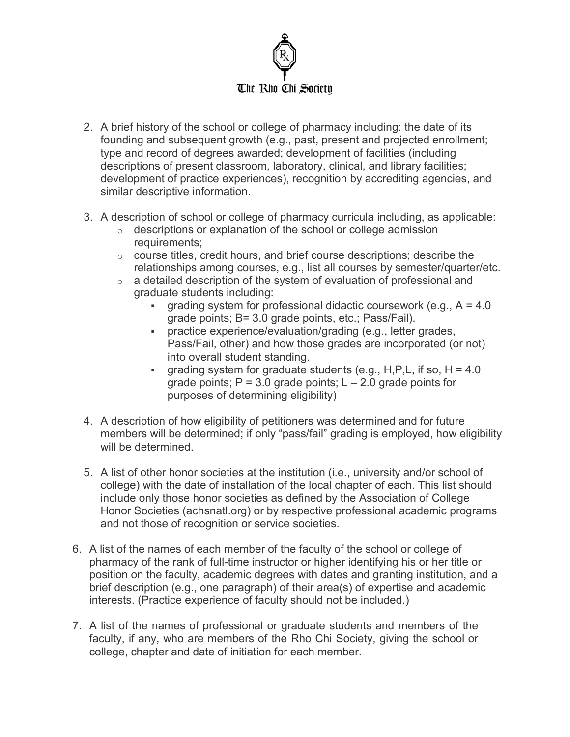2. A brief history of the school or college of pharmacy including: the date of its founding and subsequent growth (e.g., past, present and projected enrollment; type and record of degrees awarded; development of facilities (including descriptions of present classroom, laboratory, clinical, and library facilities; development of practice experiences), recognition by accrediting agencies, and similar descriptive information.

3. A description of school or college of pharmacy curricula including, as applicable:
   - descriptions or explanation of the school or college admission requirements;
   - course titles, credit hours, and brief course descriptions; describe the relationships among courses, e.g., list all courses by semester/quarter/etc.
   - a detailed description of the system of evaluation of professional and graduate students including:
     - grading system for professional didactic coursework (e.g., A = 4.0 grade points; B= 3.0 grade points, etc.; Pass/Fail).
     - practice experience/evaluation/grading (e.g., letter grades, Pass/Fail, other) and how those grades are incorporated (or not) into overall student standing.
     - grading system for graduate students (e.g., H,P,L, if so, H = 4.0 grade points; P = 3.0 grade points; L – 2.0 grade points for purposes of determining eligibility)

4. A description of how eligibility of petitioners was determined and for future members will be determined; if only "pass/fail" grading is employed, how eligibility will be determined.

5. A list of other honor societies at the institution (i.e., university and/or school of college) with the date of installation of the local chapter of each. This list should include only those honor societies as defined by the Association of College Honor Societies (achsnatl.org) or by respective professional academic programs and not those of recognition or service societies.

6. A list of the names of each member of the faculty of the school or college of pharmacy of the rank of full-time instructor or higher identifying his or her title or position on the faculty, academic degrees with dates and granting institution, and a brief description (e.g., one paragraph) of their area(s) of expertise and academic interests. (Practice experience of faculty should not be included.)

7. A list of the names of professional or graduate students and members of the faculty, if any, who are members of the Rho Chi Society, giving the school or college, chapter and date of initiation for each member.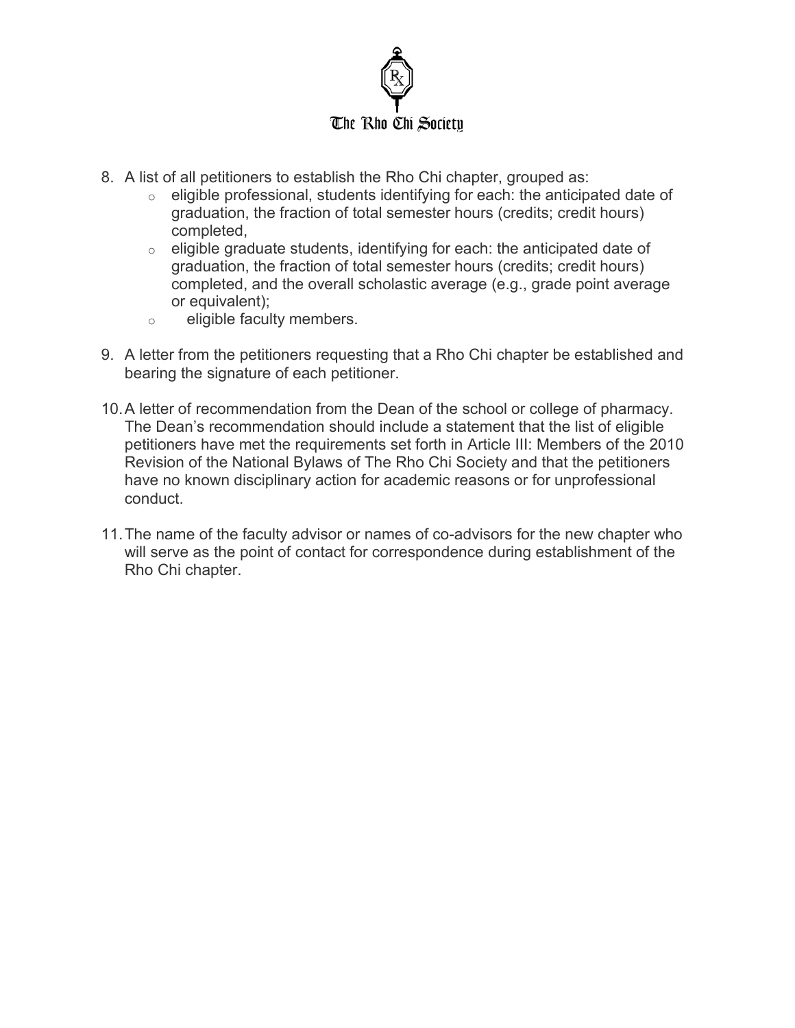8. A list of all petitioners to establish the Rho Chi chapter, grouped as:
    - eligible professional, students identifying for each: the anticipated date of graduation, the fraction of total semester hours (credits; credit hours) completed,
    - eligible graduate students, identifying for each: the anticipated date of graduation, the fraction of total semester hours (credits; credit hours) completed, and the overall scholastic average (e.g., grade point average or equivalent);
    - eligible faculty members.

9. A letter from the petitioners requesting that a Rho Chi chapter be established and bearing the signature of each petitioner.

10. A letter of recommendation from the Dean of the school or college of pharmacy. The Dean's recommendation should include a statement that the list of eligible petitioners have met the requirements set forth in Article III: Members of the 2010 Revision of the National Bylaws of The Rho Chi Society and that the petitioners have no known disciplinary action for academic reasons or for unprofessional conduct.

11. The name of the faculty advisor or names of co-advisors for the new chapter who will serve as the point of contact for correspondence during establishment of the Rho Chi chapter.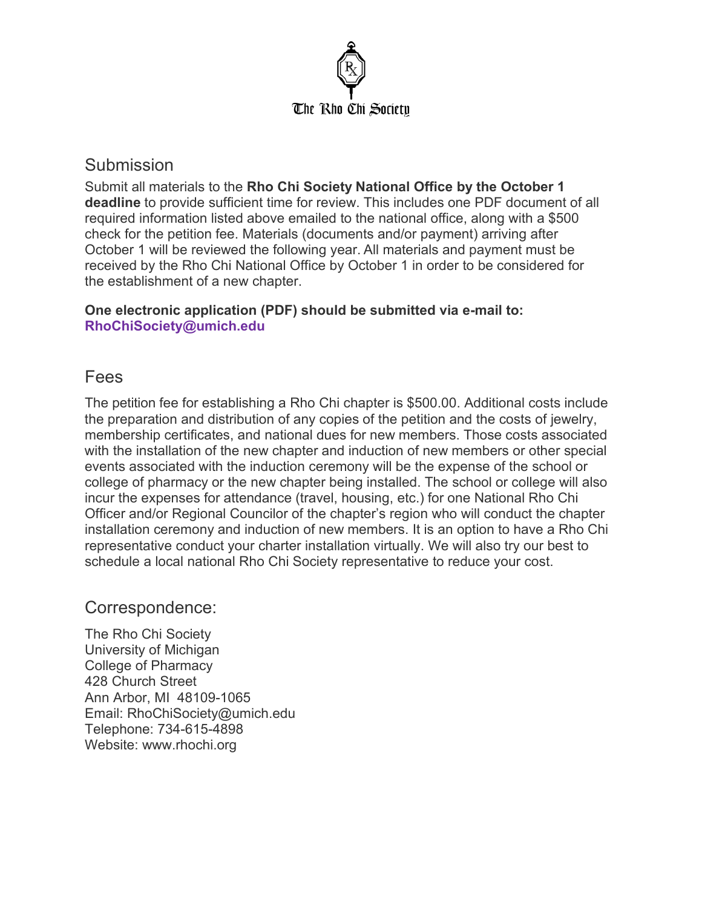## Submission

Submit all materials to the **Rho Chi Society National Office by the October 1 deadline** to provide sufficient time for review. This includes one PDF document of all required information listed above emailed to the national office, along with a $500 check for the petition fee. Materials (documents and/or payment) arriving after October 1 will be reviewed the following year. All materials and payment must be received by the Rho Chi National Office by October 1 in order to be considered for the establishment of a new chapter.

**One electronic application (PDF) should be submitted via e-mail to: RhoChiSociety@umich.edu**

## Fees

The petition fee for establishing a Rho Chi chapter is $500.00. Additional costs include the preparation and distribution of any copies of the petition and the costs of jewelry, membership certificates, and national dues for new members. Those costs associated with the installation of the new chapter and induction of new members or other special events associated with the induction ceremony will be the expense of the school or college of pharmacy or the new chapter being installed. The school or college will also incur the expenses for attendance (travel, housing, etc.) for one National Rho Chi Officer and/or Regional Councilor of the chapter's region who will conduct the chapter installation ceremony and induction of new members. It is an option to have a Rho Chi representative conduct your charter installation virtually. We will also try our best to schedule a local national Rho Chi Society representative to reduce your cost.

## Correspondence:

The Rho Chi Society
University of Michigan
College of Pharmacy
428 Church Street
Ann Arbor, MI 48109-1065
Email: RhoChiSociety@umich.edu
Telephone: 734-615-4898
Website: www.rhochi.org